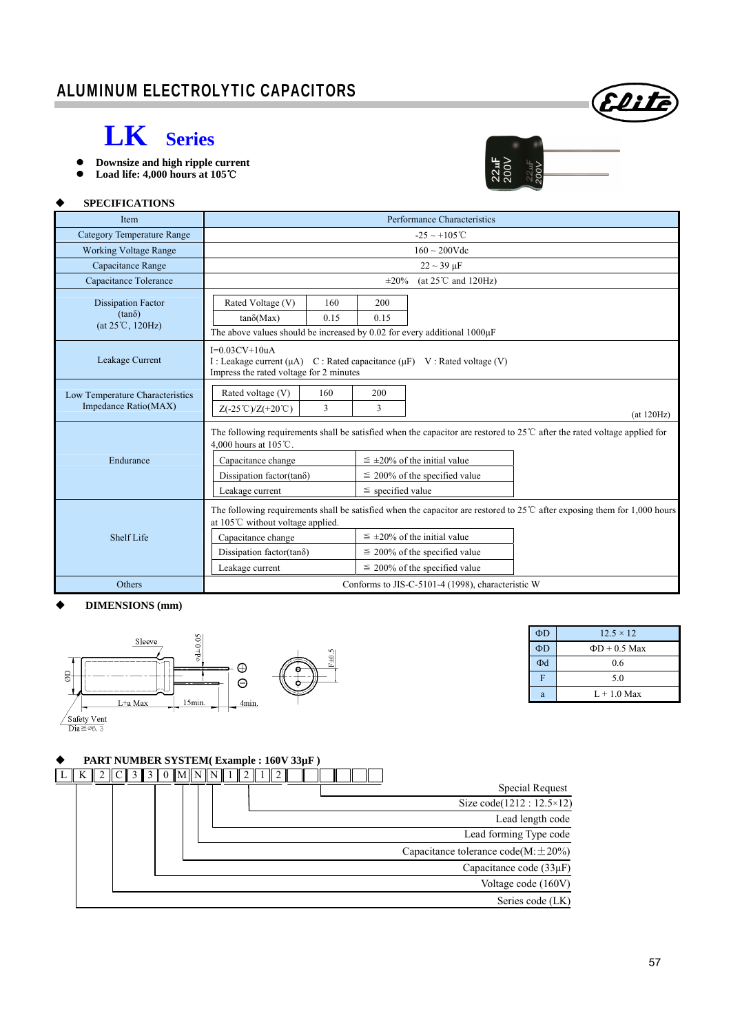# ALUMINUM ELECTROLYTIC CAPACITORS

## LK Series

- **Downsize and high ripple current**
- **Load life: 4,000 hours at 105℃**

### ◆ SPECIFICATIONS

| Item | Performance Characteristics |
|---|---|
| Category Temperature Range | -25 ~ +105℃ |
| Working Voltage Range | 160 ~ 200Vdc |
| Capacitance Range | 22 ~ 39 µF |
| Capacitance Tolerance | ±20% (at 25℃ and 120Hz) |
| Dissipation Factor (tanδ) (at 25℃, 120Hz) | Rated Voltage (V): 160 / 200; tanδ(Max): 0.15 / 0.15<br>The above values should be increased by 0.02 for every additional 1000µF |
| Leakage Current | I=0.03CV+10uA<br>I : Leakage current (µA) C : Rated capacitance (µF) V : Rated voltage (V)<br>Impress the rated voltage for 2 minutes |
| Low Temperature Characteristics Impedance Ratio(MAX) | Rated voltage (V): 160 / 200; Z(-25℃)/Z(+20℃): 3 / 3 (at 120Hz) |
| Endurance | The following requirements shall be satisfied when the capacitor are restored to 25℃ after the rated voltage applied for 4,000 hours at 105℃.<br>Capacitance change: ≦ ±20% of the initial value<br>Dissipation factor(tanδ): ≦ 200% of the specified value<br>Leakage current: ≦ specified value |
| Shelf Life | The following requirements shall be satisfied when the capacitor are restored to 25℃ after exposing them for 1,000 hours at 105℃ without voltage applied.<br>Capacitance change: ≦ ±20% of the initial value<br>Dissipation factor(tanδ): ≦ 200% of the specified value<br>Leakage current: ≦ 200% of the specified value |
| Others | Conforms to JIS-C-5101-4 (1998), characteristic W |

### ◆ DIMENSIONS (mm)

Sleeve, ØD, L+a Max, 15min., 4min., ød±0.05, F±0.5, Safety Vent Dia≧ø6.3

| ΦD | 12.5 × 12 |
|---|---|
| ΦD | ΦD + 0.5 Max |
| Φd | 0.6 |
| F | 5.0 |
| a | L + 1.0 Max |

### ◆ PART NUMBER SYSTEM( Example : 160V 33µF )

L K 2 C 3 3 0 M N N 1 2 1 2

- Special Request
- Size code(1212 : 12.5×12)
- Lead length code
- Lead forming Type code
- Capacitance tolerance code(M:±20%)
- Capacitance code (33µF)
- Voltage code (160V)
- Series code (LK)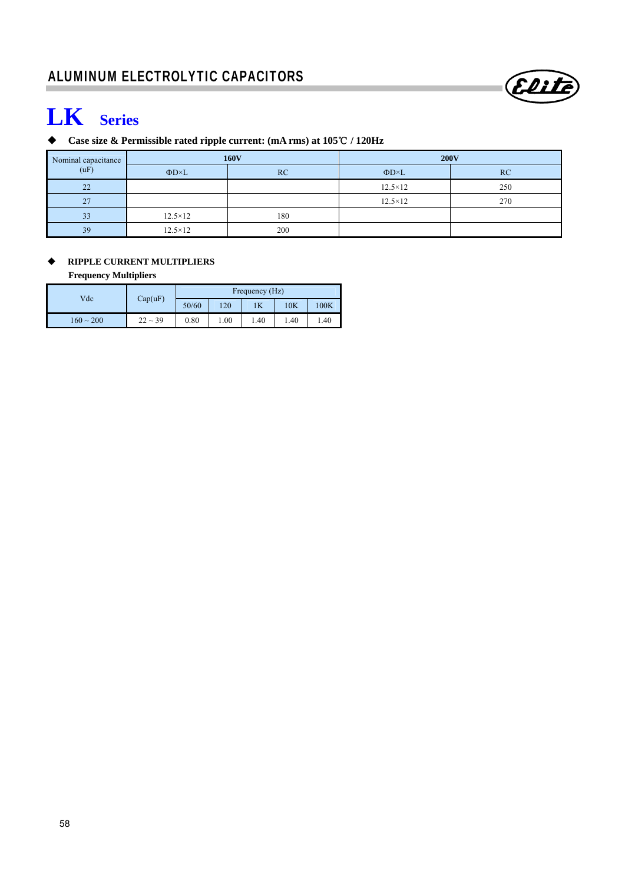# ALUMINUM ELECTROLYTIC CAPACITORS

## LK Series

◆ **Case size & Permissible rated ripple current: (mA rms) at 105℃ / 120Hz**

| Nominal capacitance (uF) | 160V | | 200V | |
|---|---|---|---|---|
| | ΦD×L | RC | ΦD×L | RC |
| 22 | | | 12.5×12 | 250 |
| 27 | | | 12.5×12 | 270 |
| 33 | 12.5×12 | 180 | | |
| 39 | 12.5×12 | 200 | | |

◆ **RIPPLE CURRENT MULTIPLIERS**

**Frequency Multipliers**

| Vdc | Cap(uF) | Frequency (Hz) | | | | |
|---|---|---|---|---|---|---|
| | | 50/60 | 120 | 1K | 10K | 100K |
| 160 ~ 200 | 22 ~ 39 | 0.80 | 1.00 | 1.40 | 1.40 | 1.40 |